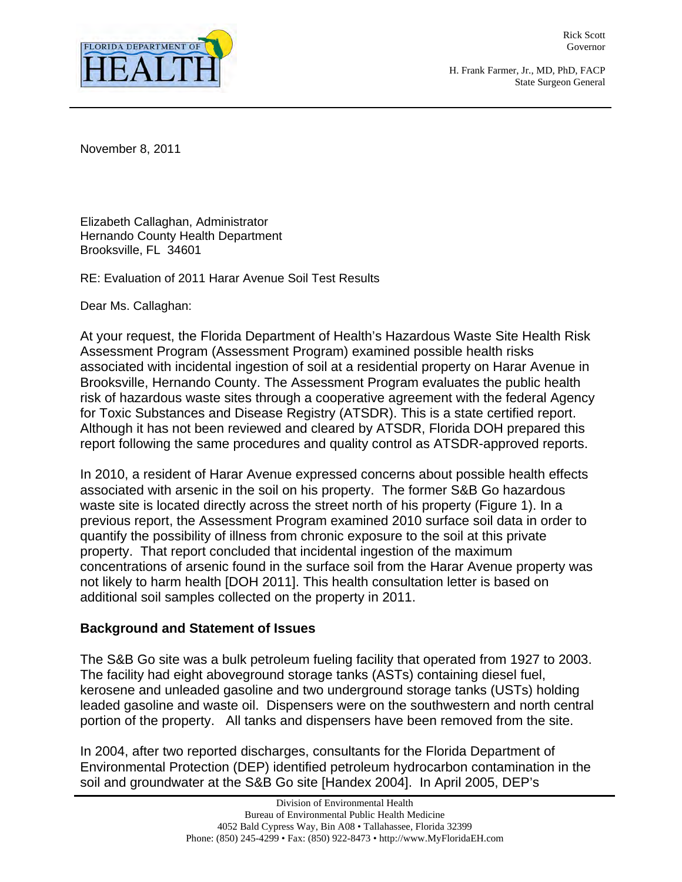FLORIDA DEPARTMENT OF HEALTH

Rick Scott
Governor

H. Frank Farmer, Jr., MD, PhD, FACP
State Surgeon General

November 8, 2011

Elizabeth Callaghan, Administrator
Hernando County Health Department
Brooksville, FL 34601

RE: Evaluation of 2011 Harar Avenue Soil Test Results

Dear Ms. Callaghan:

At your request, the Florida Department of Health's Hazardous Waste Site Health Risk Assessment Program (Assessment Program) examined possible health risks associated with incidental ingestion of soil at a residential property on Harar Avenue in Brooksville, Hernando County. The Assessment Program evaluates the public health risk of hazardous waste sites through a cooperative agreement with the federal Agency for Toxic Substances and Disease Registry (ATSDR). This is a state certified report. Although it has not been reviewed and cleared by ATSDR, Florida DOH prepared this report following the same procedures and quality control as ATSDR-approved reports.

In 2010, a resident of Harar Avenue expressed concerns about possible health effects associated with arsenic in the soil on his property. The former S&B Go hazardous waste site is located directly across the street north of his property (Figure 1). In a previous report, the Assessment Program examined 2010 surface soil data in order to quantify the possibility of illness from chronic exposure to the soil at this private property. That report concluded that incidental ingestion of the maximum concentrations of arsenic found in the surface soil from the Harar Avenue property was not likely to harm health [DOH 2011]. This health consultation letter is based on additional soil samples collected on the property in 2011.

## Background and Statement of Issues

The S&B Go site was a bulk petroleum fueling facility that operated from 1927 to 2003. The facility had eight aboveground storage tanks (ASTs) containing diesel fuel, kerosene and unleaded gasoline and two underground storage tanks (USTs) holding leaded gasoline and waste oil. Dispensers were on the southwestern and north central portion of the property. All tanks and dispensers have been removed from the site.

In 2004, after two reported discharges, consultants for the Florida Department of Environmental Protection (DEP) identified petroleum hydrocarbon contamination in the soil and groundwater at the S&B Go site [Handex 2004]. In April 2005, DEP's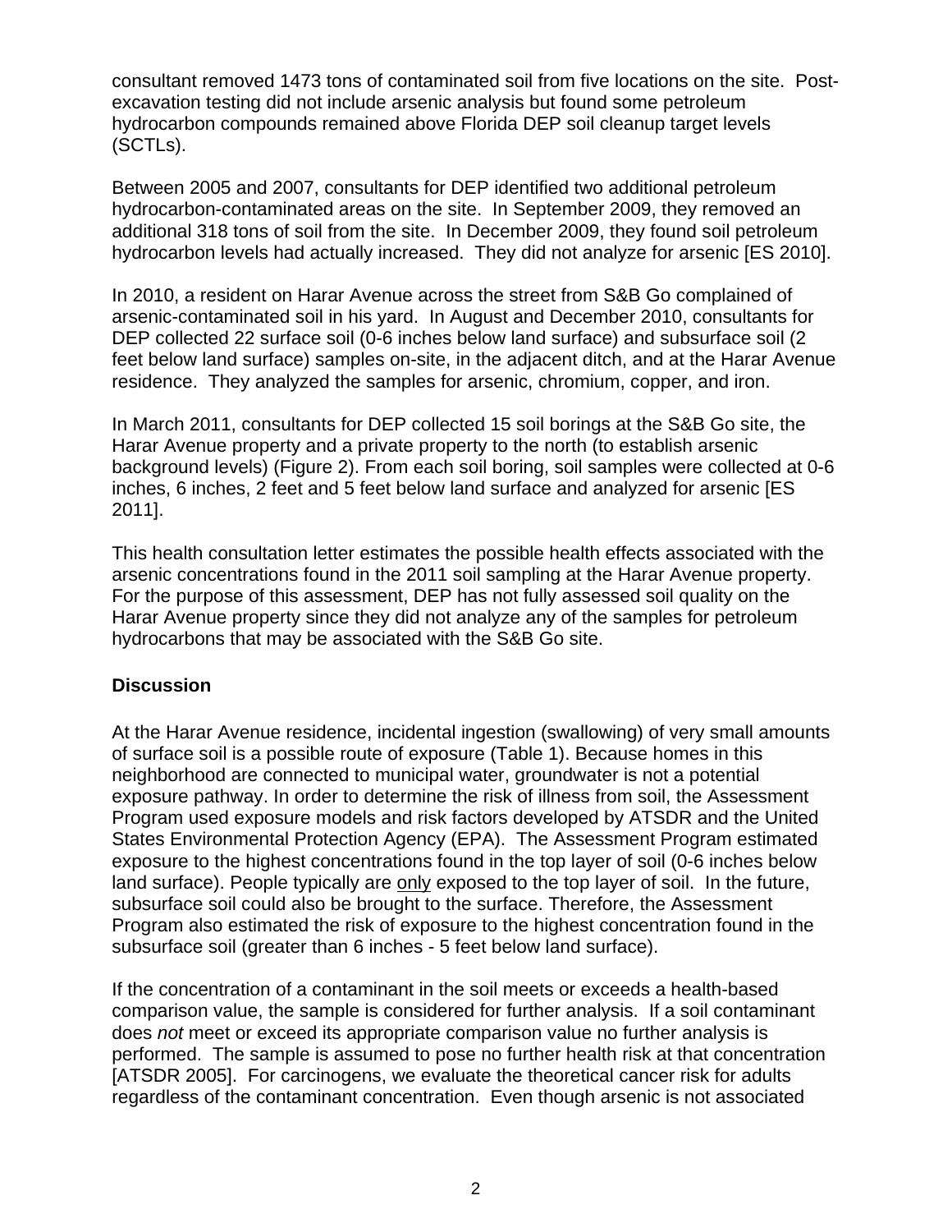consultant removed 1473 tons of contaminated soil from five locations on the site. Post-excavation testing did not include arsenic analysis but found some petroleum hydrocarbon compounds remained above Florida DEP soil cleanup target levels (SCTLs).

Between 2005 and 2007, consultants for DEP identified two additional petroleum hydrocarbon-contaminated areas on the site. In September 2009, they removed an additional 318 tons of soil from the site. In December 2009, they found soil petroleum hydrocarbon levels had actually increased. They did not analyze for arsenic [ES 2010].

In 2010, a resident on Harar Avenue across the street from S&B Go complained of arsenic-contaminated soil in his yard. In August and December 2010, consultants for DEP collected 22 surface soil (0-6 inches below land surface) and subsurface soil (2 feet below land surface) samples on-site, in the adjacent ditch, and at the Harar Avenue residence. They analyzed the samples for arsenic, chromium, copper, and iron.

In March 2011, consultants for DEP collected 15 soil borings at the S&B Go site, the Harar Avenue property and a private property to the north (to establish arsenic background levels) (Figure 2). From each soil boring, soil samples were collected at 0-6 inches, 6 inches, 2 feet and 5 feet below land surface and analyzed for arsenic [ES 2011].

This health consultation letter estimates the possible health effects associated with the arsenic concentrations found in the 2011 soil sampling at the Harar Avenue property. For the purpose of this assessment, DEP has not fully assessed soil quality on the Harar Avenue property since they did not analyze any of the samples for petroleum hydrocarbons that may be associated with the S&B Go site.

## Discussion

At the Harar Avenue residence, incidental ingestion (swallowing) of very small amounts of surface soil is a possible route of exposure (Table 1). Because homes in this neighborhood are connected to municipal water, groundwater is not a potential exposure pathway. In order to determine the risk of illness from soil, the Assessment Program used exposure models and risk factors developed by ATSDR and the United States Environmental Protection Agency (EPA). The Assessment Program estimated exposure to the highest concentrations found in the top layer of soil (0-6 inches below land surface). People typically are <u>only</u> exposed to the top layer of soil. In the future, subsurface soil could also be brought to the surface. Therefore, the Assessment Program also estimated the risk of exposure to the highest concentration found in the subsurface soil (greater than 6 inches - 5 feet below land surface).

If the concentration of a contaminant in the soil meets or exceeds a health-based comparison value, the sample is considered for further analysis. If a soil contaminant does *not* meet or exceed its appropriate comparison value no further analysis is performed. The sample is assumed to pose no further health risk at that concentration [ATSDR 2005]. For carcinogens, we evaluate the theoretical cancer risk for adults regardless of the contaminant concentration. Even though arsenic is not associated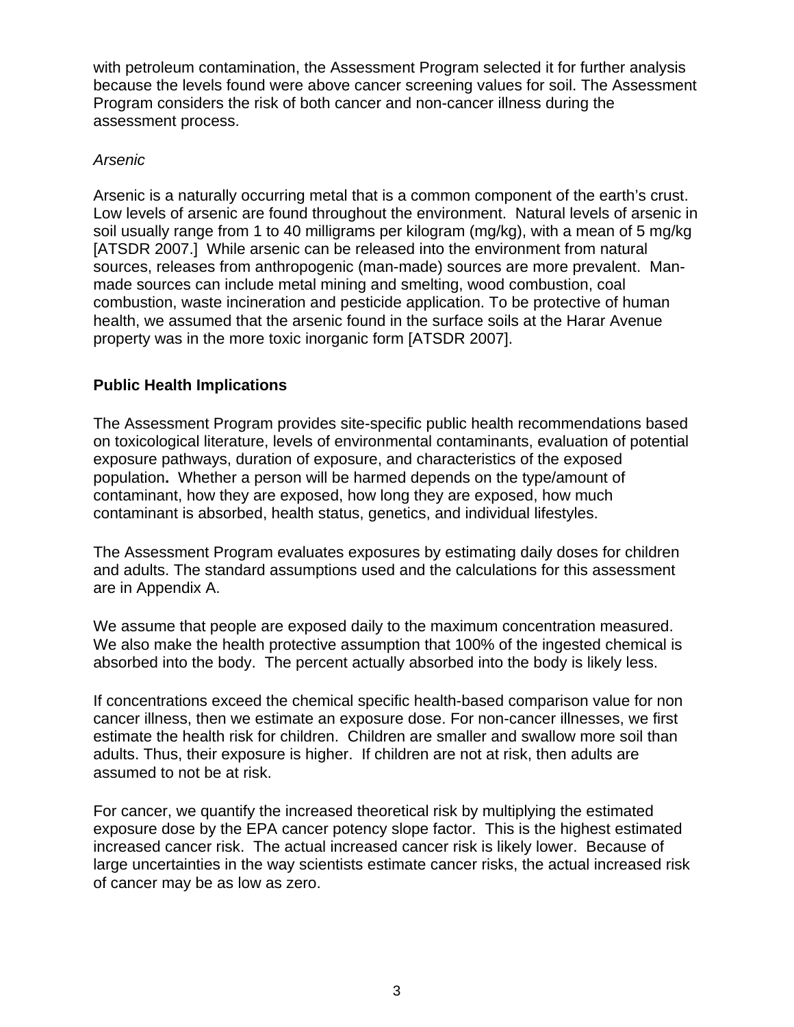with petroleum contamination, the Assessment Program selected it for further analysis because the levels found were above cancer screening values for soil. The Assessment Program considers the risk of both cancer and non-cancer illness during the assessment process.

*Arsenic*

Arsenic is a naturally occurring metal that is a common component of the earth's crust. Low levels of arsenic are found throughout the environment. Natural levels of arsenic in soil usually range from 1 to 40 milligrams per kilogram (mg/kg), with a mean of 5 mg/kg [ATSDR 2007.] While arsenic can be released into the environment from natural sources, releases from anthropogenic (man-made) sources are more prevalent. Man-made sources can include metal mining and smelting, wood combustion, coal combustion, waste incineration and pesticide application. To be protective of human health, we assumed that the arsenic found in the surface soils at the Harar Avenue property was in the more toxic inorganic form [ATSDR 2007].

## Public Health Implications

The Assessment Program provides site-specific public health recommendations based on toxicological literature, levels of environmental contaminants, evaluation of potential exposure pathways, duration of exposure, and characteristics of the exposed population**.** Whether a person will be harmed depends on the type/amount of contaminant, how they are exposed, how long they are exposed, how much contaminant is absorbed, health status, genetics, and individual lifestyles.

The Assessment Program evaluates exposures by estimating daily doses for children and adults. The standard assumptions used and the calculations for this assessment are in Appendix A.

We assume that people are exposed daily to the maximum concentration measured. We also make the health protective assumption that 100% of the ingested chemical is absorbed into the body. The percent actually absorbed into the body is likely less.

If concentrations exceed the chemical specific health-based comparison value for non cancer illness, then we estimate an exposure dose. For non-cancer illnesses, we first estimate the health risk for children. Children are smaller and swallow more soil than adults. Thus, their exposure is higher. If children are not at risk, then adults are assumed to not be at risk.

For cancer, we quantify the increased theoretical risk by multiplying the estimated exposure dose by the EPA cancer potency slope factor. This is the highest estimated increased cancer risk. The actual increased cancer risk is likely lower. Because of large uncertainties in the way scientists estimate cancer risks, the actual increased risk of cancer may be as low as zero.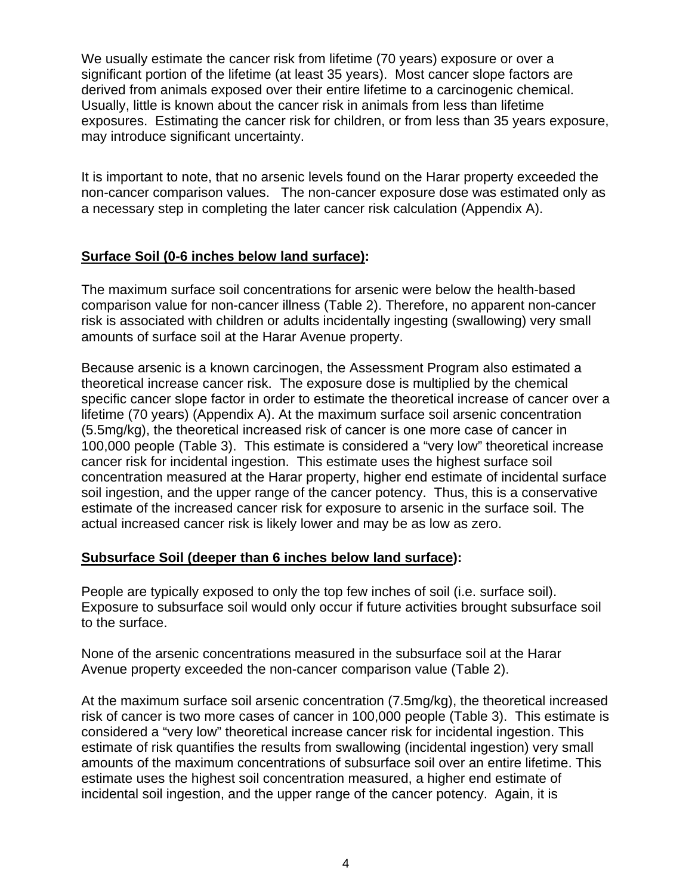We usually estimate the cancer risk from lifetime (70 years) exposure or over a significant portion of the lifetime (at least 35 years). Most cancer slope factors are derived from animals exposed over their entire lifetime to a carcinogenic chemical. Usually, little is known about the cancer risk in animals from less than lifetime exposures. Estimating the cancer risk for children, or from less than 35 years exposure, may introduce significant uncertainty.

It is important to note, that no arsenic levels found on the Harar property exceeded the non-cancer comparison values. The non-cancer exposure dose was estimated only as a necessary step in completing the later cancer risk calculation (Appendix A).

**Surface Soil (0-6 inches below land surface):**

The maximum surface soil concentrations for arsenic were below the health-based comparison value for non-cancer illness (Table 2). Therefore, no apparent non-cancer risk is associated with children or adults incidentally ingesting (swallowing) very small amounts of surface soil at the Harar Avenue property.

Because arsenic is a known carcinogen, the Assessment Program also estimated a theoretical increase cancer risk. The exposure dose is multiplied by the chemical specific cancer slope factor in order to estimate the theoretical increase of cancer over a lifetime (70 years) (Appendix A). At the maximum surface soil arsenic concentration (5.5mg/kg), the theoretical increased risk of cancer is one more case of cancer in 100,000 people (Table 3). This estimate is considered a "very low" theoretical increase cancer risk for incidental ingestion. This estimate uses the highest surface soil concentration measured at the Harar property, higher end estimate of incidental surface soil ingestion, and the upper range of the cancer potency. Thus, this is a conservative estimate of the increased cancer risk for exposure to arsenic in the surface soil. The actual increased cancer risk is likely lower and may be as low as zero.

**Subsurface Soil (deeper than 6 inches below land surface):**

People are typically exposed to only the top few inches of soil (i.e. surface soil). Exposure to subsurface soil would only occur if future activities brought subsurface soil to the surface.

None of the arsenic concentrations measured in the subsurface soil at the Harar Avenue property exceeded the non-cancer comparison value (Table 2).

At the maximum surface soil arsenic concentration (7.5mg/kg), the theoretical increased risk of cancer is two more cases of cancer in 100,000 people (Table 3). This estimate is considered a "very low" theoretical increase cancer risk for incidental ingestion. This estimate of risk quantifies the results from swallowing (incidental ingestion) very small amounts of the maximum concentrations of subsurface soil over an entire lifetime. This estimate uses the highest soil concentration measured, a higher end estimate of incidental soil ingestion, and the upper range of the cancer potency. Again, it is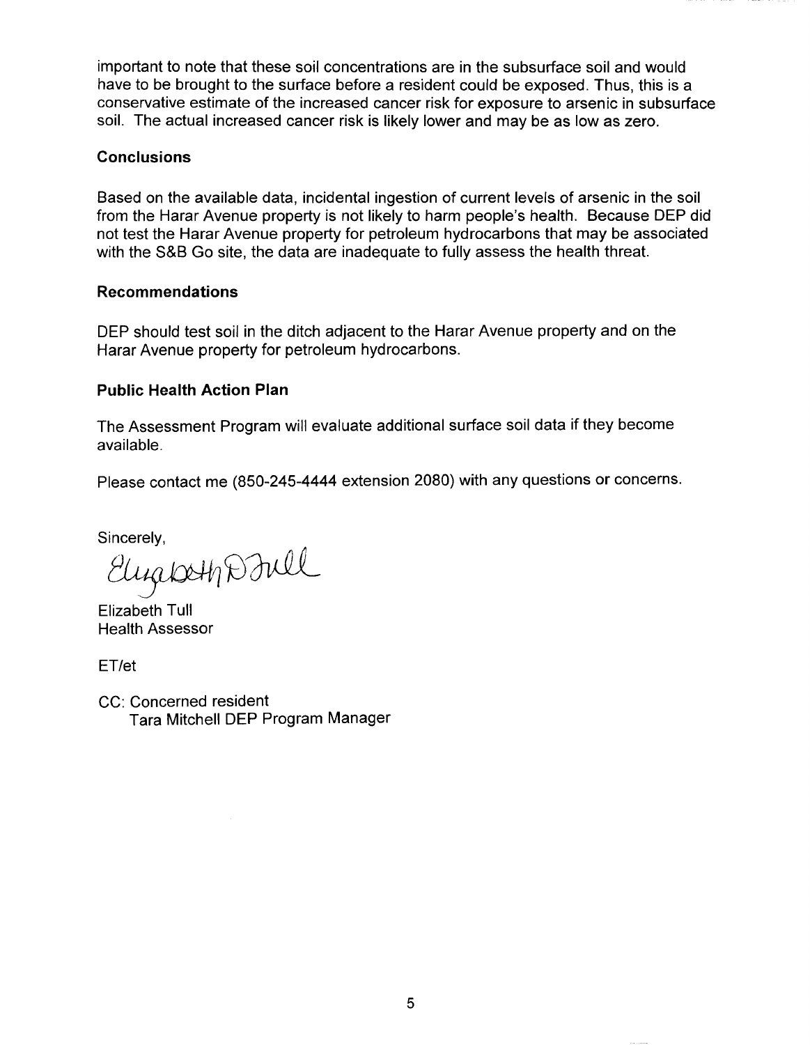important to note that these soil concentrations are in the subsurface soil and would have to be brought to the surface before a resident could be exposed. Thus, this is a conservative estimate of the increased cancer risk for exposure to arsenic in subsurface soil. The actual increased cancer risk is likely lower and may be as low as zero.

**Conclusions**

Based on the available data, incidental ingestion of current levels of arsenic in the soil from the Harar Avenue property is not likely to harm people's health. Because DEP did not test the Harar Avenue property for petroleum hydrocarbons that may be associated with the S&B Go site, the data are inadequate to fully assess the health threat.

**Recommendations**

DEP should test soil in the ditch adjacent to the Harar Avenue property and on the Harar Avenue property for petroleum hydrocarbons.

**Public Health Action Plan**

The Assessment Program will evaluate additional surface soil data if they become available.

Please contact me (850-245-4444 extension 2080) with any questions or concerns.

Sincerely,

Elizabeth D Tull

Elizabeth Tull
Health Assessor

ET/et

CC: Concerned resident
Tara Mitchell DEP Program Manager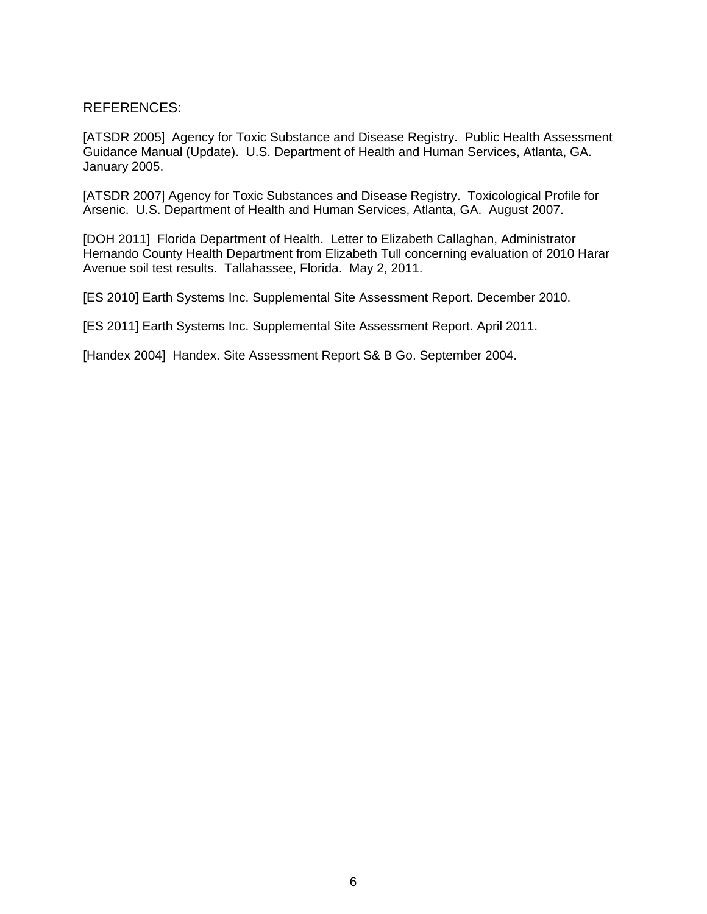REFERENCES:

[ATSDR 2005] Agency for Toxic Substance and Disease Registry. Public Health Assessment Guidance Manual (Update). U.S. Department of Health and Human Services, Atlanta, GA. January 2005.

[ATSDR 2007] Agency for Toxic Substances and Disease Registry. Toxicological Profile for Arsenic. U.S. Department of Health and Human Services, Atlanta, GA. August 2007.

[DOH 2011] Florida Department of Health. Letter to Elizabeth Callaghan, Administrator Hernando County Health Department from Elizabeth Tull concerning evaluation of 2010 Harar Avenue soil test results. Tallahassee, Florida. May 2, 2011.

[ES 2010] Earth Systems Inc. Supplemental Site Assessment Report. December 2010.

[ES 2011] Earth Systems Inc. Supplemental Site Assessment Report. April 2011.

[Handex 2004] Handex. Site Assessment Report S& B Go. September 2004.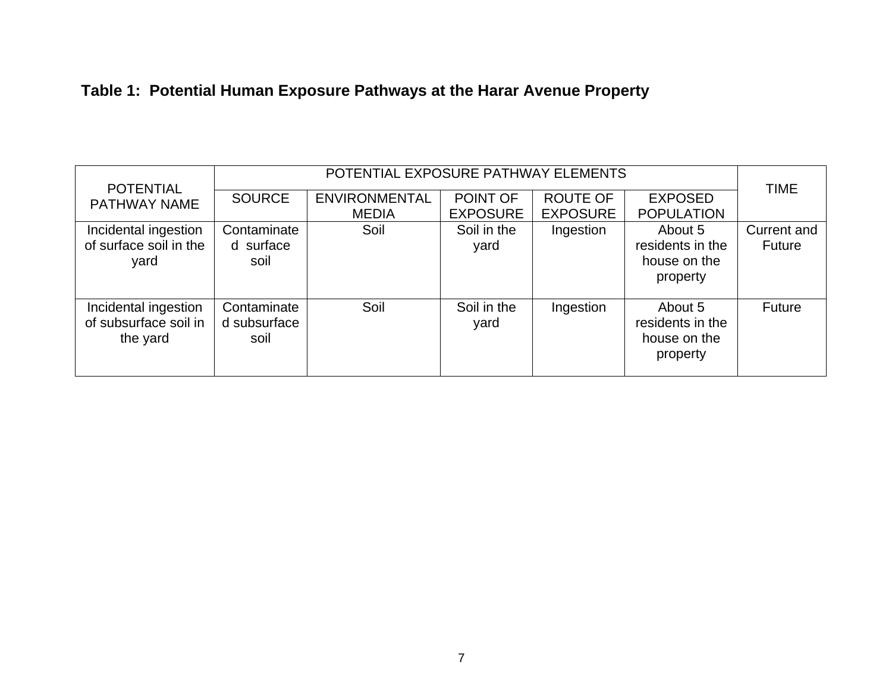**Table 1: Potential Human Exposure Pathways at the Harar Avenue Property**

| POTENTIAL PATHWAY NAME | POTENTIAL EXPOSURE PATHWAY ELEMENTS | | | | | TIME |
|---|---|---|---|---|---|---|
| | SOURCE | ENVIRONMENTAL MEDIA | POINT OF EXPOSURE | ROUTE OF EXPOSURE | EXPOSED POPULATION | |
| Incidental ingestion of surface soil in the yard | Contaminated surface soil | Soil | Soil in the yard | Ingestion | About 5 residents in the house on the property | Current and Future |
| Incidental ingestion of subsurface soil in the yard | Contaminated subsurface soil | Soil | Soil in the yard | Ingestion | About 5 residents in the house on the property | Future |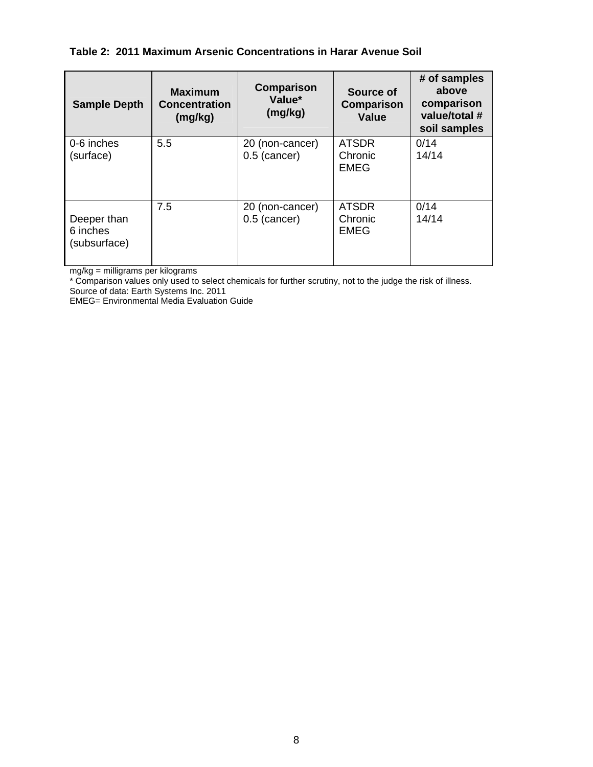**Table 2: 2011 Maximum Arsenic Concentrations in Harar Avenue Soil**

| Sample Depth | Maximum Concentration (mg/kg) | Comparison Value* (mg/kg) | Source of Comparison Value | # of samples above comparison value/total # soil samples |
|---|---|---|---|---|
| 0-6 inches (surface) | 5.5 | 20 (non-cancer)<br>0.5 (cancer) | ATSDR Chronic EMEG | 0/14<br>14/14 |
| Deeper than 6 inches (subsurface) | 7.5 | 20 (non-cancer)<br>0.5 (cancer) | ATSDR Chronic EMEG | 0/14<br>14/14 |

mg/kg = milligrams per kilograms
* Comparison values only used to select chemicals for further scrutiny, not to the judge the risk of illness.
Source of data: Earth Systems Inc. 2011
EMEG= Environmental Media Evaluation Guide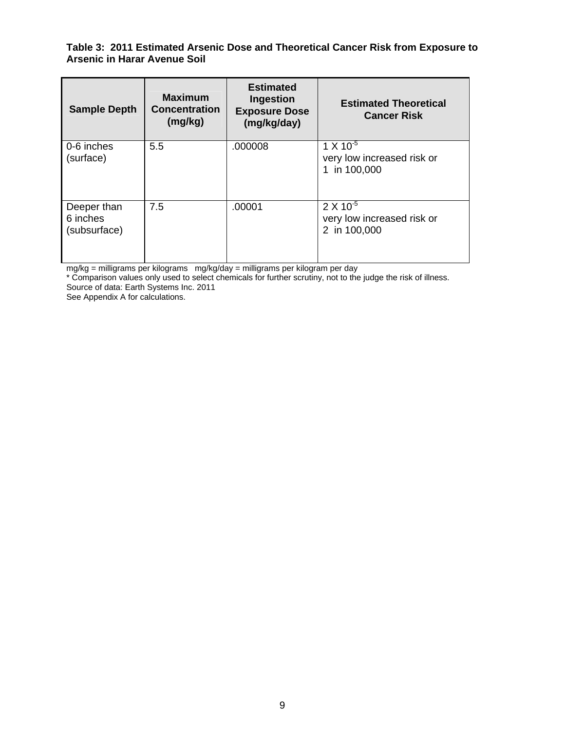**Table 3: 2011 Estimated Arsenic Dose and Theoretical Cancer Risk from Exposure to Arsenic in Harar Avenue Soil**

| Sample Depth | Maximum Concentration (mg/kg) | Estimated Ingestion Exposure Dose (mg/kg/day) | Estimated Theoretical Cancer Risk |
|---|---|---|---|
| 0-6 inches (surface) | 5.5 | .000008 | $1 \times 10^{-5}$ very low increased risk or 1 in 100,000 |
| Deeper than 6 inches (subsurface) | 7.5 | .00001 | $2 \times 10^{-5}$ very low increased risk or 2 in 100,000 |

mg/kg = milligrams per kilograms mg/kg/day = milligrams per kilogram per day

* Comparison values only used to select chemicals for further scrutiny, not to the judge the risk of illness.

Source of data: Earth Systems Inc. 2011

See Appendix A for calculations.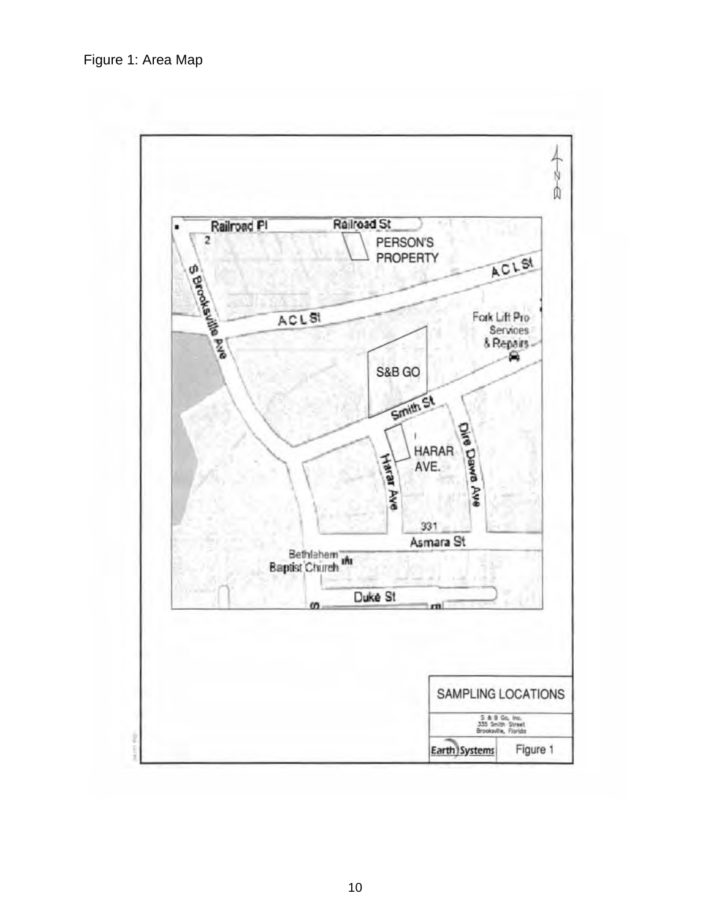Figure 1: Area Map

Railroad Pl

Railroad St

PERSON'S PROPERTY

S Brooksville Ave

A C L St

A C L St

Fork Lift Pro Services & Repairs

S&B GO

Smith St

HARAR AVE.

Harar Ave

Dire Dawa Ave

331

Asmara St

Bethlehem Baptist Church

Duke St

SAMPLING LOCATIONS

S & B Go, Inc.
335 Smith Street
Brooksville, Florida

Earth Systems

Figure 1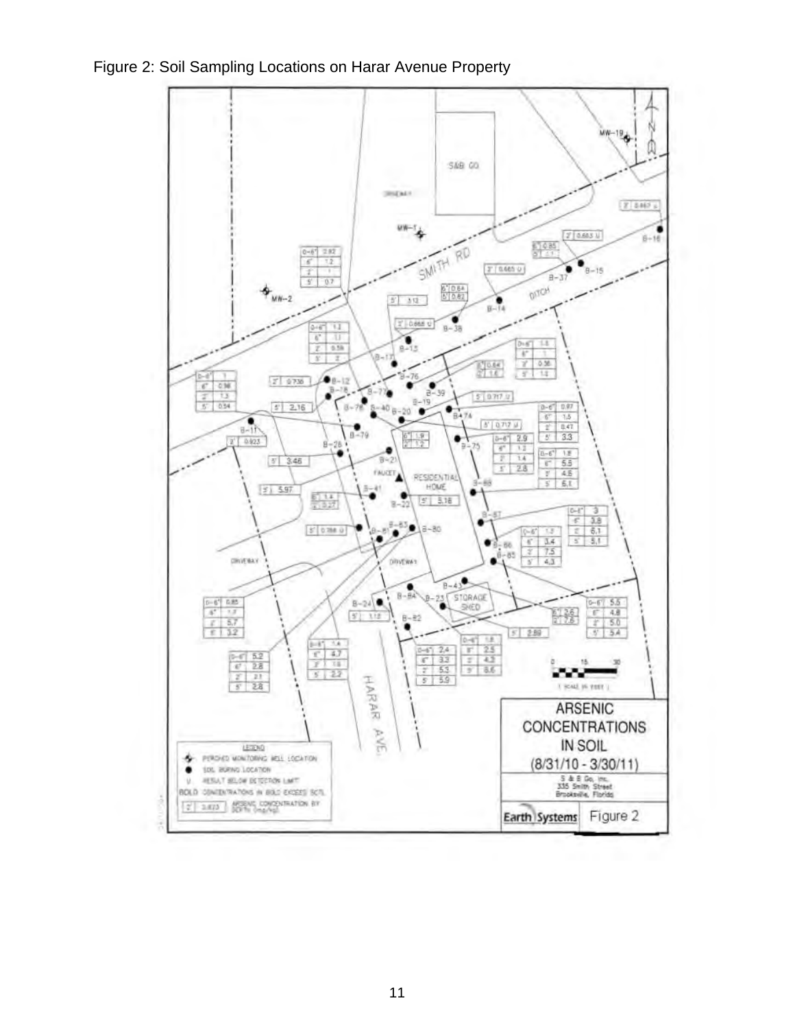Figure 2: Soil Sampling Locations on Harar Avenue Property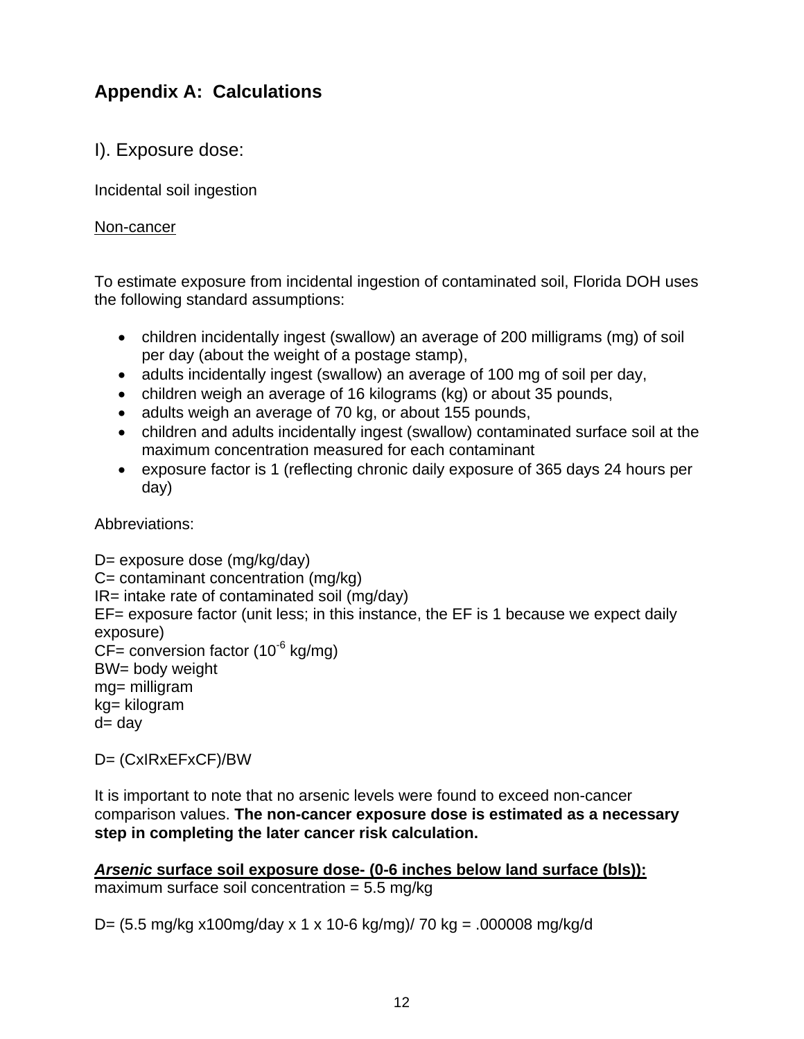## Appendix A: Calculations

### I). Exposure dose:

Incidental soil ingestion

Non-cancer

To estimate exposure from incidental ingestion of contaminated soil, Florida DOH uses the following standard assumptions:

- children incidentally ingest (swallow) an average of 200 milligrams (mg) of soil per day (about the weight of a postage stamp),
- adults incidentally ingest (swallow) an average of 100 mg of soil per day,
- children weigh an average of 16 kilograms (kg) or about 35 pounds,
- adults weigh an average of 70 kg, or about 155 pounds,
- children and adults incidentally ingest (swallow) contaminated surface soil at the maximum concentration measured for each contaminant
- exposure factor is 1 (reflecting chronic daily exposure of 365 days 24 hours per day)

Abbreviations:

D= exposure dose (mg/kg/day)
C= contaminant concentration (mg/kg)
IR= intake rate of contaminated soil (mg/day)
EF= exposure factor (unit less; in this instance, the EF is 1 because we expect daily exposure)
CF= conversion factor ($10^{-6}$ kg/mg)
BW= body weight
mg= milligram
kg= kilogram
d= day

D= (CxIRxEFxCF)/BW

It is important to note that no arsenic levels were found to exceed non-cancer comparison values. **The non-cancer exposure dose is estimated as a necessary step in completing the later cancer risk calculation.**

***Arsenic* surface soil exposure dose- (0-6 inches below land surface (bls)):**
maximum surface soil concentration = 5.5 mg/kg

D= (5.5 mg/kg x100mg/day x 1 x 10-6 kg/mg)/ 70 kg = .000008 mg/kg/d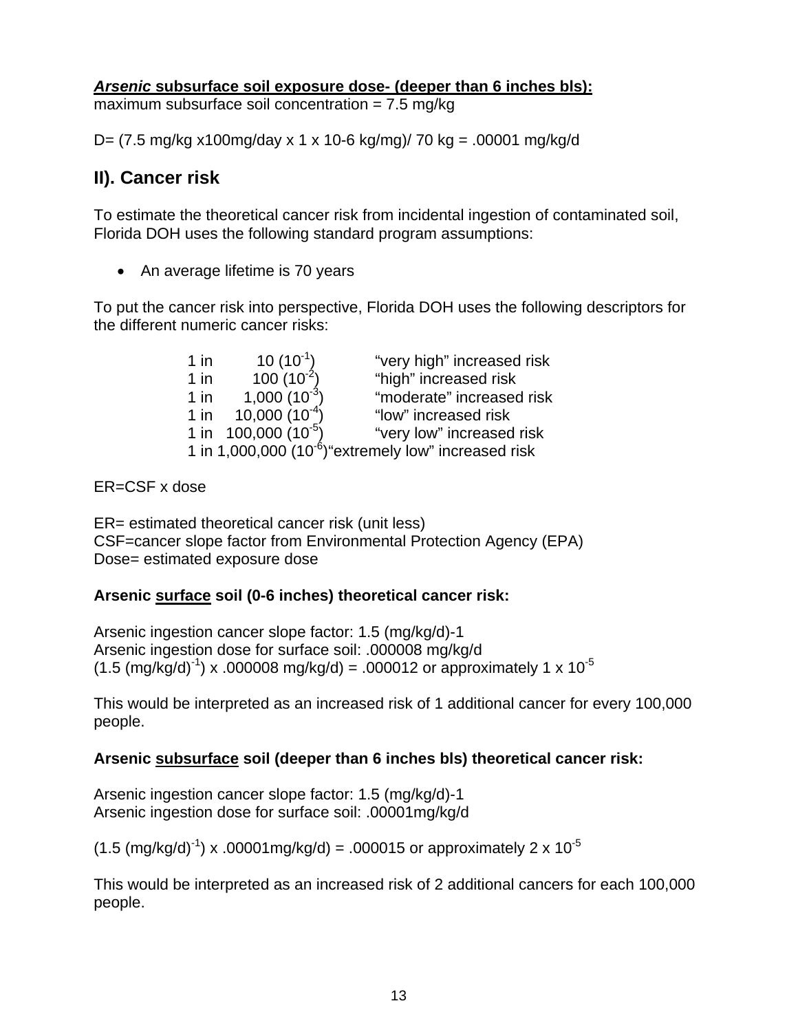***Arsenic* subsurface soil exposure dose- (deeper than 6 inches bls):**
maximum subsurface soil concentration = 7.5 mg/kg

D= (7.5 mg/kg x100mg/day x 1 x 10-6 kg/mg)/ 70 kg = .00001 mg/kg/d

## II). Cancer risk

To estimate the theoretical cancer risk from incidental ingestion of contaminated soil, Florida DOH uses the following standard program assumptions:

- An average lifetime is 70 years

To put the cancer risk into perspective, Florida DOH uses the following descriptors for the different numeric cancer risks:

| | |
|---|---|
| 1 in 10 ($10^{-1}$) | "very high" increased risk |
| 1 in 100 ($10^{-2}$) | "high" increased risk |
| 1 in 1,000 ($10^{-3}$) | "moderate" increased risk |
| 1 in 10,000 ($10^{-4}$) | "low" increased risk |
| 1 in 100,000 ($10^{-5}$) | "very low" increased risk |
| 1 in 1,000,000 ($10^{-6}$) | "extremely low" increased risk |

ER=CSF x dose

ER= estimated theoretical cancer risk (unit less)
CSF=cancer slope factor from Environmental Protection Agency (EPA)
Dose= estimated exposure dose

**Arsenic <u>surface</u> soil (0-6 inches) theoretical cancer risk:**

Arsenic ingestion cancer slope factor: 1.5 (mg/kg/d)-1
Arsenic ingestion dose for surface soil: .000008 mg/kg/d
(1.5 $(mg/kg/d)^{-1}$) x .000008 mg/kg/d) = .000012 or approximately 1 x $10^{-5}$

This would be interpreted as an increased risk of 1 additional cancer for every 100,000 people.

**Arsenic <u>subsurface</u> soil (deeper than 6 inches bls) theoretical cancer risk:**

Arsenic ingestion cancer slope factor: 1.5 (mg/kg/d)-1
Arsenic ingestion dose for surface soil: .00001mg/kg/d

(1.5 $(mg/kg/d)^{-1}$) x .00001mg/kg/d) = .000015 or approximately 2 x $10^{-5}$

This would be interpreted as an increased risk of 2 additional cancers for each 100,000 people.